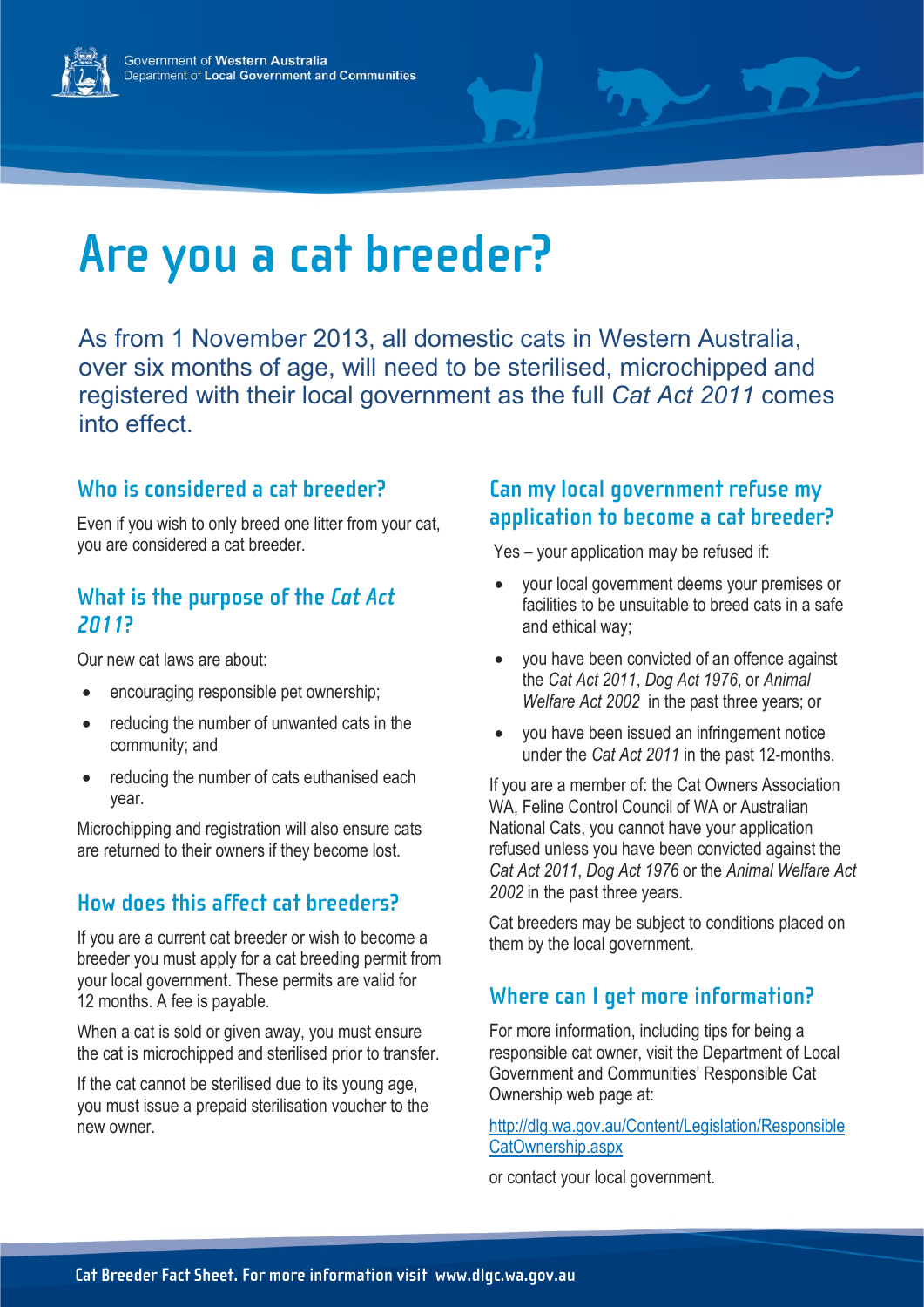Government of Western Australia
Department of Local Government and Communities

# Are you a cat breeder?

As from 1 November 2013, all domestic cats in Western Australia, over six months of age, will need to be sterilised, microchipped and registered with their local government as the full *Cat Act 2011* comes into effect.

## Who is considered a cat breeder?

Even if you wish to only breed one litter from your cat, you are considered a cat breeder.

## What is the purpose of the *Cat Act 2011*?

Our new cat laws are about:

- encouraging responsible pet ownership;
- reducing the number of unwanted cats in the community; and
- reducing the number of cats euthanised each year.

Microchipping and registration will also ensure cats are returned to their owners if they become lost.

## How does this affect cat breeders?

If you are a current cat breeder or wish to become a breeder you must apply for a cat breeding permit from your local government. These permits are valid for 12 months. A fee is payable.

When a cat is sold or given away, you must ensure the cat is microchipped and sterilised prior to transfer.

If the cat cannot be sterilised due to its young age, you must issue a prepaid sterilisation voucher to the new owner.

## Can my local government refuse my application to become a cat breeder?

Yes – your application may be refused if:

- your local government deems your premises or facilities to be unsuitable to breed cats in a safe and ethical way;
- you have been convicted of an offence against the *Cat Act 2011*, *Dog Act 1976*, or *Animal Welfare Act 2002* in the past three years; or
- you have been issued an infringement notice under the *Cat Act 2011* in the past 12-months.

If you are a member of: the Cat Owners Association WA, Feline Control Council of WA or Australian National Cats, you cannot have your application refused unless you have been convicted against the *Cat Act 2011*, *Dog Act 1976* or the *Animal Welfare Act 2002* in the past three years.

Cat breeders may be subject to conditions placed on them by the local government.

## Where can I get more information?

For more information, including tips for being a responsible cat owner, visit the Department of Local Government and Communities' Responsible Cat Ownership web page at:

http://dlg.wa.gov.au/Content/Legislation/ResponsibleCatOwnership.aspx

or contact your local government.

**Cat Breeder Fact Sheet. For more information visit www.dlgc.wa.gov.au**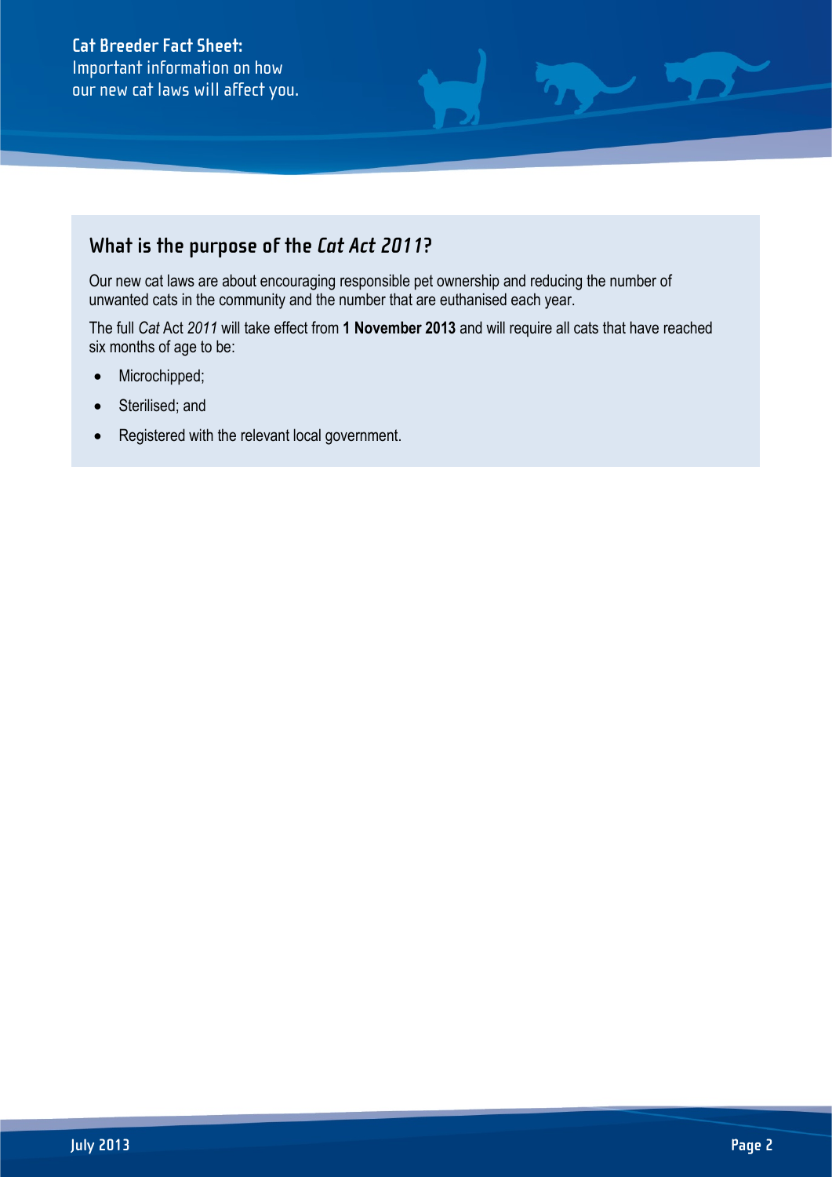## What is the purpose of the *Cat Act 2011*?

Our new cat laws are about encouraging responsible pet ownership and reducing the number of unwanted cats in the community and the number that are euthanised each year.

The full *Cat* Act *2011* will take effect from **1 November 2013** and will require all cats that have reached six months of age to be:

- Microchipped;
- Sterilised; and
- Registered with the relevant local government.